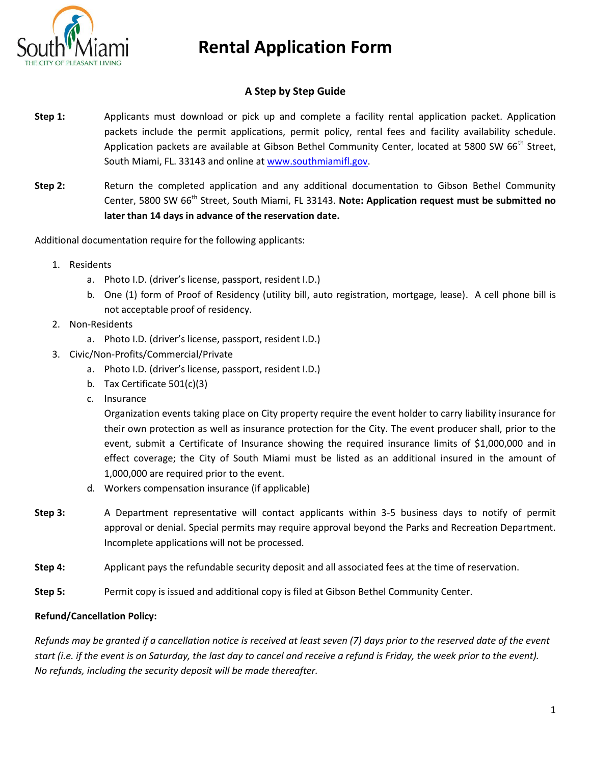# Rental Application Form

## A Step by Step Guide

**Step 1:** Applicants must download or pick up and complete a facility rental application packet. Application packets include the permit applications, permit policy, rental fees and facility availability schedule. Application packets are available at Gibson Bethel Community Center, located at 5800 SW 66th Street, South Miami, FL. 33143 and online at www.southmiamifl.gov.

**Step 2:** Return the completed application and any additional documentation to Gibson Bethel Community Center, 5800 SW 66th Street, South Miami, FL 33143. **Note: Application request must be submitted no later than 14 days in advance of the reservation date.**

Additional documentation require for the following applicants:

1. Residents
   a. Photo I.D. (driver's license, passport, resident I.D.)
   b. One (1) form of Proof of Residency (utility bill, auto registration, mortgage, lease). A cell phone bill is not acceptable proof of residency.
2. Non-Residents
   a. Photo I.D. (driver's license, passport, resident I.D.)
3. Civic/Non-Profits/Commercial/Private
   a. Photo I.D. (driver's license, passport, resident I.D.)
   b. Tax Certificate 501(c)(3)
   c. Insurance
      Organization events taking place on City property require the event holder to carry liability insurance for their own protection as well as insurance protection for the City. The event producer shall, prior to the event, submit a Certificate of Insurance showing the required insurance limits of $1,000,000 and in effect coverage; the City of South Miami must be listed as an additional insured in the amount of 1,000,000 are required prior to the event.
   d. Workers compensation insurance (if applicable)

**Step 3:** A Department representative will contact applicants within 3-5 business days to notify of permit approval or denial. Special permits may require approval beyond the Parks and Recreation Department. Incomplete applications will not be processed.

**Step 4:** Applicant pays the refundable security deposit and all associated fees at the time of reservation.

**Step 5:** Permit copy is issued and additional copy is filed at Gibson Bethel Community Center.

**Refund/Cancellation Policy:**

*Refunds may be granted if a cancellation notice is received at least seven (7) days prior to the reserved date of the event start (i.e. if the event is on Saturday, the last day to cancel and receive a refund is Friday, the week prior to the event). No refunds, including the security deposit will be made thereafter.*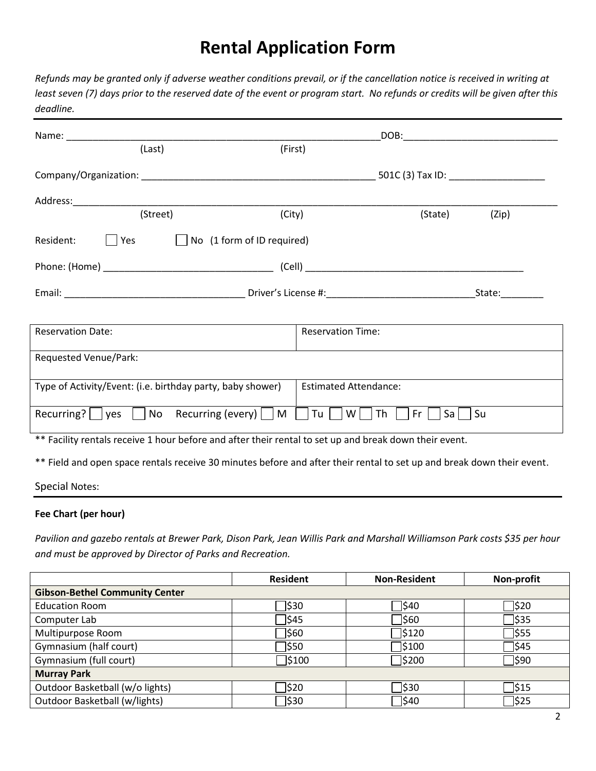# Rental Application Form

*Refunds may be granted only if adverse weather conditions prevail, or if the cancellation notice is received in writing at least seven (7) days prior to the reserved date of the event or program start. No refunds or credits will be given after this deadline.*

---

Name: ____________________________________________ DOB:______________________________
(Last) (First)

Company/Organization: ____________________________________________ 501C (3) Tax ID: __________________

Address:______________________________________________________________________________________
(Street) (City) (State) (Zip)

Resident: ☐ Yes ☐ No (1 form of ID required)

Phone: (Home) _______________________________ (Cell) __________________________________________

Email: __________________________________ Driver's License #:____________________________State:________

| Reservation Date: | Reservation Time: |
|---|---|
| Requested Venue/Park: | |
| Type of Activity/Event: (i.e. birthday party, baby shower) | Estimated Attendance: |
| Recurring? ☐ yes ☐ No Recurring (every) ☐ M | ☐ Tu ☐ W ☐ Th ☐ Fr ☐ Sa ☐ Su |

** Facility rentals receive 1 hour before and after their rental to set up and break down their event.

** Field and open space rentals receive 30 minutes before and after their rental to set up and break down their event.

Special Notes:

---

**Fee Chart (per hour)**

*Pavilion and gazebo rentals at Brewer Park, Dison Park, Jean Willis Park and Marshall Williamson Park costs $35 per hour and must be approved by Director of Parks and Recreation.*

| | Resident | Non-Resident | Non-profit |
|---|---|---|---|
| **Gibson-Bethel Community Center** | | | |
| Education Room | ☐$30 | ☐$40 | ☐$20 |
| Computer Lab | ☐$45 | ☐$60 | ☐$35 |
| Multipurpose Room | ☐$60 | ☐$120 | ☐$55 |
| Gymnasium (half court) | ☐$50 | ☐$100 | ☐$45 |
| Gymnasium (full court) | ☐$100 | ☐$200 | ☐$90 |
| **Murray Park** | | | |
| Outdoor Basketball (w/o lights) | ☐$20 | ☐$30 | ☐$15 |
| Outdoor Basketball (w/lights) | ☐$30 | ☐$40 | ☐$25 |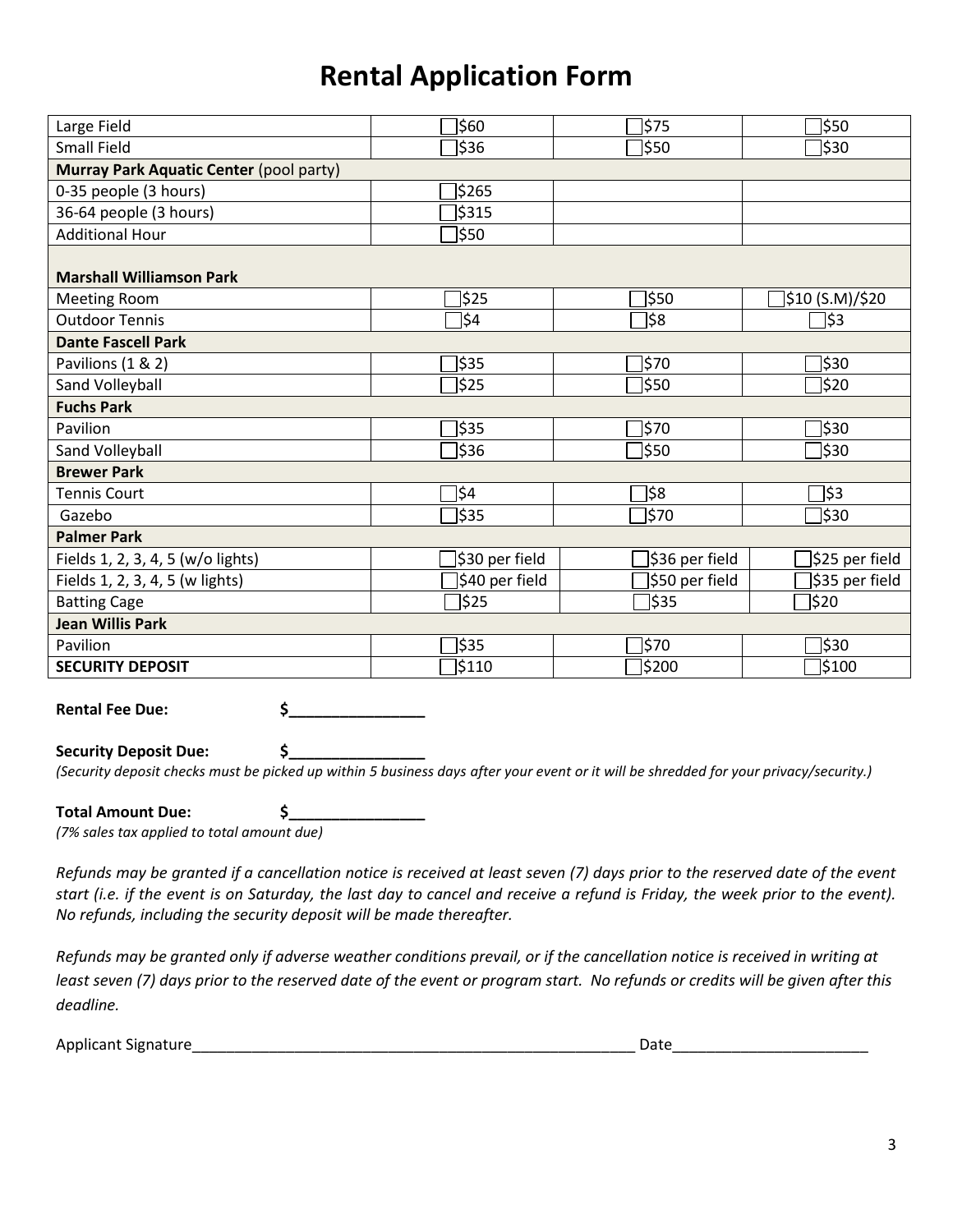// Rental Application Form (page 3)

# Rental Application Form

| | | | |
|---|---|---|---|
| Large Field | ☐$60 | ☐$75 | ☐$50 |
| Small Field | ☐$36 | ☐$50 | ☐$30 |
| **Murray Park Aquatic Center** (pool party) | | | |
| 0-35 people (3 hours) | ☐$265 | | |
| 36-64 people (3 hours) | ☐$315 | | |
| Additional Hour | ☐$50 | | |
| **Marshall Williamson Park** | | | |
| Meeting Room | ☐$25 | ☐$50 | ☐$10 (S.M)/$20 |
| Outdoor Tennis | ☐$4 | ☐$8 | ☐$3 |
| **Dante Fascell Park** | | | |
| Pavilions (1 & 2) | ☐$35 | ☐$70 | ☐$30 |
| Sand Volleyball | ☐$25 | ☐$50 | ☐$20 |
| **Fuchs Park** | | | |
| Pavilion | ☐$35 | ☐$70 | ☐$30 |
| Sand Volleyball | ☐$36 | ☐$50 | ☐$30 |
| **Brewer Park** | | | |
| Tennis Court | ☐$4 | ☐$8 | ☐$3 |
| Gazebo | ☐$35 | ☐$70 | ☐$30 |
| **Palmer Park** | | | |
| Fields 1, 2, 3, 4, 5 (w/o lights) | ☐$30 per field | ☐$36 per field | ☐$25 per field |
| Fields 1, 2, 3, 4, 5 (w lights) | ☐$40 per field | ☐$50 per field | ☐$35 per field |
| Batting Cage | ☐$25 | ☐$35 | ☐$20 |
| **Jean Willis Park** | | | |
| Pavilion | ☐$35 | ☐$70 | ☐$30 |
| **SECURITY DEPOSIT** | ☐$110 | ☐$200 | ☐$100 |

**Rental Fee Due:** **$________________**

**Security Deposit Due:** **$________________**
*(Security deposit checks must be picked up within 5 business days after your event or it will be shredded for your privacy/security.)*

**Total Amount Due:** **$________________**
*(7% sales tax applied to total amount due)*

*Refunds may be granted if a cancellation notice is received at least seven (7) days prior to the reserved date of the event start (i.e. if the event is on Saturday, the last day to cancel and receive a refund is Friday, the week prior to the event). No refunds, including the security deposit will be made thereafter.*

*Refunds may be granted only if adverse weather conditions prevail, or if the cancellation notice is received in writing at least seven (7) days prior to the reserved date of the event or program start. No refunds or credits will be given after this deadline.*

Applicant Signature_______________________________________________________ Date_______________________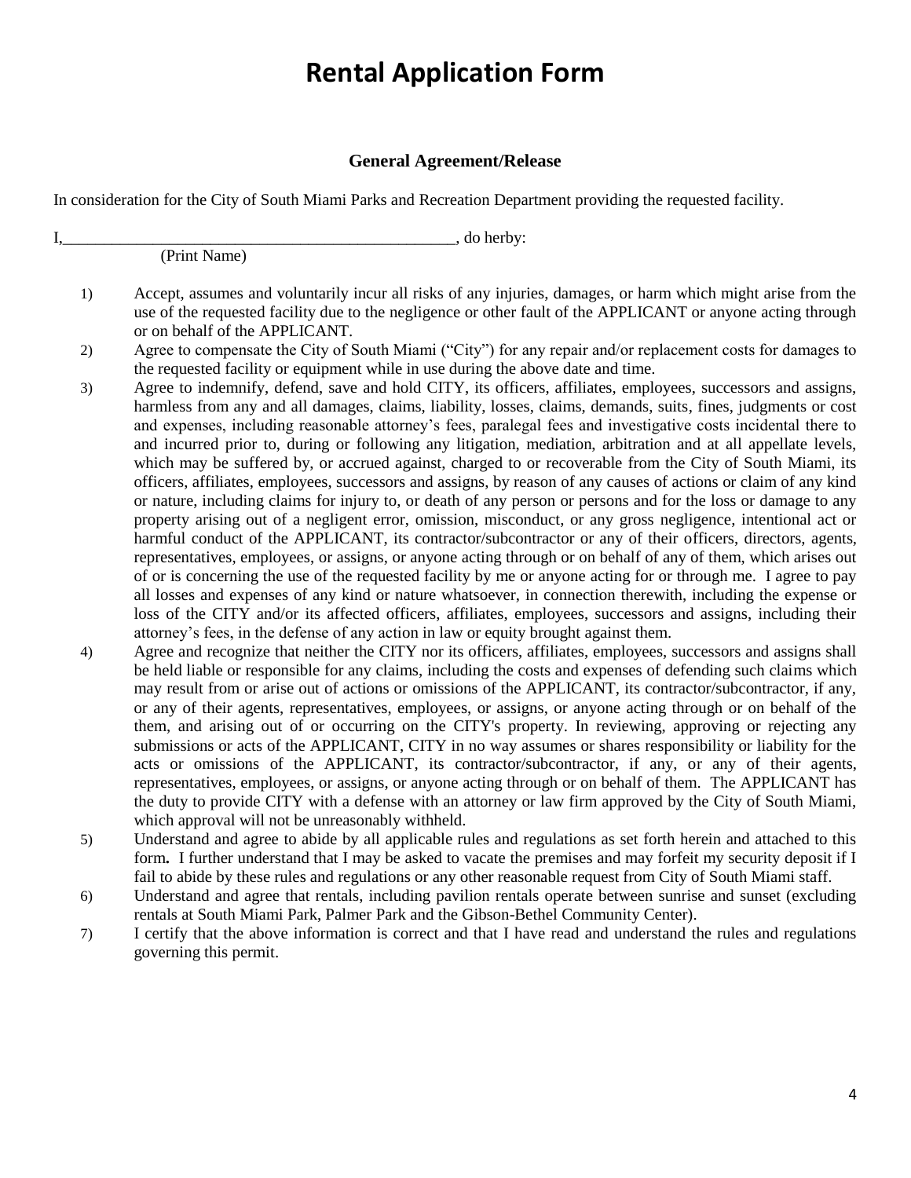# Rental Application Form

### General Agreement/Release

In consideration for the City of South Miami Parks and Recreation Department providing the requested facility.

I,\_\_\_\_\_\_\_\_\_\_\_\_\_\_\_\_\_\_\_\_\_\_\_\_\_\_\_\_\_\_\_\_\_\_\_\_\_\_\_\_\_\_\_\_\_\_\_\_, do herby:
(Print Name)

1) Accept, assumes and voluntarily incur all risks of any injuries, damages, or harm which might arise from the use of the requested facility due to the negligence or other fault of the APPLICANT or anyone acting through or on behalf of the APPLICANT.
2) Agree to compensate the City of South Miami ("City") for any repair and/or replacement costs for damages to the requested facility or equipment while in use during the above date and time.
3) Agree to indemnify, defend, save and hold CITY, its officers, affiliates, employees, successors and assigns, harmless from any and all damages, claims, liability, losses, claims, demands, suits, fines, judgments or cost and expenses, including reasonable attorney's fees, paralegal fees and investigative costs incidental there to and incurred prior to, during or following any litigation, mediation, arbitration and at all appellate levels, which may be suffered by, or accrued against, charged to or recoverable from the City of South Miami, its officers, affiliates, employees, successors and assigns, by reason of any causes of actions or claim of any kind or nature, including claims for injury to, or death of any person or persons and for the loss or damage to any property arising out of a negligent error, omission, misconduct, or any gross negligence, intentional act or harmful conduct of the APPLICANT, its contractor/subcontractor or any of their officers, directors, agents, representatives, employees, or assigns, or anyone acting through or on behalf of any of them, which arises out of or is concerning the use of the requested facility by me or anyone acting for or through me. I agree to pay all losses and expenses of any kind or nature whatsoever, in connection therewith, including the expense or loss of the CITY and/or its affected officers, affiliates, employees, successors and assigns, including their attorney's fees, in the defense of any action in law or equity brought against them.
4) Agree and recognize that neither the CITY nor its officers, affiliates, employees, successors and assigns shall be held liable or responsible for any claims, including the costs and expenses of defending such claims which may result from or arise out of actions or omissions of the APPLICANT, its contractor/subcontractor, if any, or any of their agents, representatives, employees, or assigns, or anyone acting through or on behalf of the them, and arising out of or occurring on the CITY's property. In reviewing, approving or rejecting any submissions or acts of the APPLICANT, CITY in no way assumes or shares responsibility or liability for the acts or omissions of the APPLICANT, its contractor/subcontractor, if any, or any of their agents, representatives, employees, or assigns, or anyone acting through or on behalf of them. The APPLICANT has the duty to provide CITY with a defense with an attorney or law firm approved by the City of South Miami, which approval will not be unreasonably withheld.
5) Understand and agree to abide by all applicable rules and regulations as set forth herein and attached to this form**.** I further understand that I may be asked to vacate the premises and may forfeit my security deposit if I fail to abide by these rules and regulations or any other reasonable request from City of South Miami staff.
6) Understand and agree that rentals, including pavilion rentals operate between sunrise and sunset (excluding rentals at South Miami Park, Palmer Park and the Gibson-Bethel Community Center).
7) I certify that the above information is correct and that I have read and understand the rules and regulations governing this permit.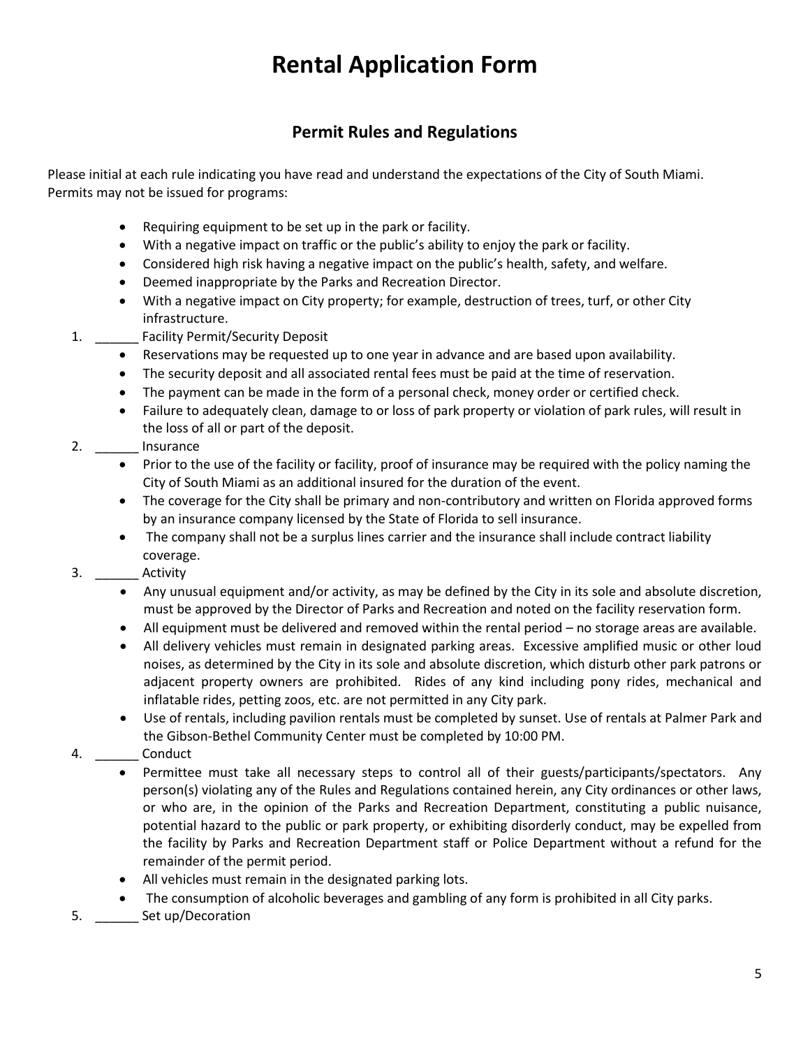# Rental Application Form

## Permit Rules and Regulations

Please initial at each rule indicating you have read and understand the expectations of the City of South Miami. Permits may not be issued for programs:

- Requiring equipment to be set up in the park or facility.
- With a negative impact on traffic or the public's ability to enjoy the park or facility.
- Considered high risk having a negative impact on the public's health, safety, and welfare.
- Deemed inappropriate by the Parks and Recreation Director.
- With a negative impact on City property; for example, destruction of trees, turf, or other City infrastructure.

1. ______ Facility Permit/Security Deposit
    - Reservations may be requested up to one year in advance and are based upon availability.
    - The security deposit and all associated rental fees must be paid at the time of reservation.
    - The payment can be made in the form of a personal check, money order or certified check.
    - Failure to adequately clean, damage to or loss of park property or violation of park rules, will result in the loss of all or part of the deposit.
2. ______ Insurance
    - Prior to the use of the facility or facility, proof of insurance may be required with the policy naming the City of South Miami as an additional insured for the duration of the event.
    - The coverage for the City shall be primary and non-contributory and written on Florida approved forms by an insurance company licensed by the State of Florida to sell insurance.
    - The company shall not be a surplus lines carrier and the insurance shall include contract liability coverage.
3. ______ Activity
    - Any unusual equipment and/or activity, as may be defined by the City in its sole and absolute discretion, must be approved by the Director of Parks and Recreation and noted on the facility reservation form.
    - All equipment must be delivered and removed within the rental period – no storage areas are available.
    - All delivery vehicles must remain in designated parking areas. Excessive amplified music or other loud noises, as determined by the City in its sole and absolute discretion, which disturb other park patrons or adjacent property owners are prohibited. Rides of any kind including pony rides, mechanical and inflatable rides, petting zoos, etc. are not permitted in any City park.
    - Use of rentals, including pavilion rentals must be completed by sunset. Use of rentals at Palmer Park and the Gibson-Bethel Community Center must be completed by 10:00 PM.
4. ______ Conduct
    - Permittee must take all necessary steps to control all of their guests/participants/spectators. Any person(s) violating any of the Rules and Regulations contained herein, any City ordinances or other laws, or who are, in the opinion of the Parks and Recreation Department, constituting a public nuisance, potential hazard to the public or park property, or exhibiting disorderly conduct, may be expelled from the facility by Parks and Recreation Department staff or Police Department without a refund for the remainder of the permit period.
    - All vehicles must remain in the designated parking lots.
    - The consumption of alcoholic beverages and gambling of any form is prohibited in all City parks.
5. ______ Set up/Decoration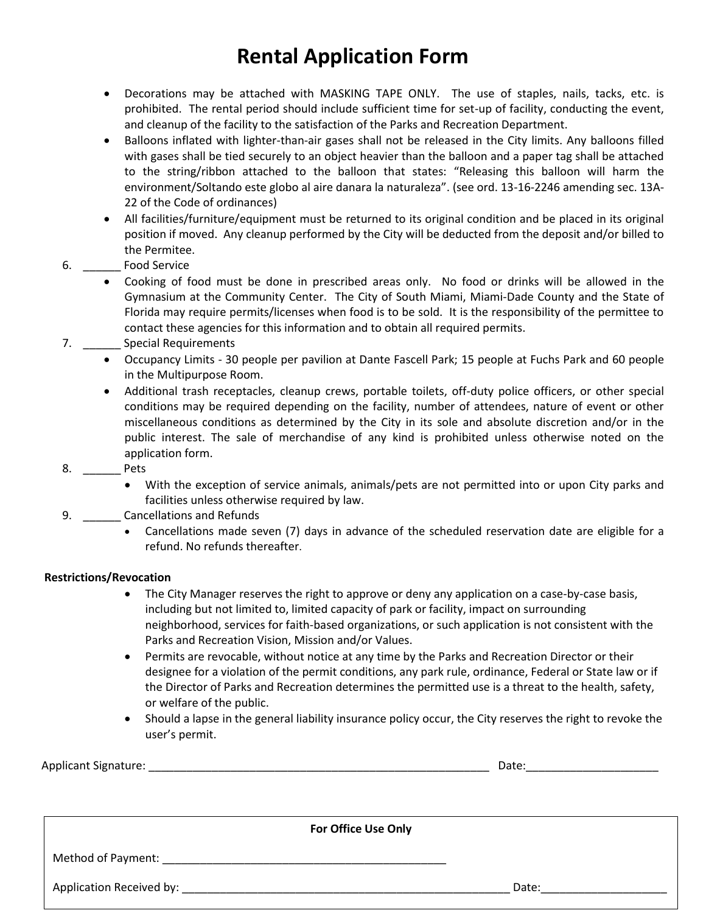# Rental Application Form

- Decorations may be attached with MASKING TAPE ONLY. The use of staples, nails, tacks, etc. is prohibited. The rental period should include sufficient time for set-up of facility, conducting the event, and cleanup of the facility to the satisfaction of the Parks and Recreation Department.
- Balloons inflated with lighter-than-air gases shall not be released in the City limits. Any balloons filled with gases shall be tied securely to an object heavier than the balloon and a paper tag shall be attached to the string/ribbon attached to the balloon that states: "Releasing this balloon will harm the environment/Soltando este globo al aire danara la naturaleza". (see ord. 13-16-2246 amending sec. 13A-22 of the Code of ordinances)
- All facilities/furniture/equipment must be returned to its original condition and be placed in its original position if moved. Any cleanup performed by the City will be deducted from the deposit and/or billed to the Permitee.

6. ______ Food Service
   - Cooking of food must be done in prescribed areas only. No food or drinks will be allowed in the Gymnasium at the Community Center. The City of South Miami, Miami-Dade County and the State of Florida may require permits/licenses when food is to be sold. It is the responsibility of the permittee to contact these agencies for this information and to obtain all required permits.
7. ______ Special Requirements
   - Occupancy Limits - 30 people per pavilion at Dante Fascell Park; 15 people at Fuchs Park and 60 people in the Multipurpose Room.
   - Additional trash receptacles, cleanup crews, portable toilets, off-duty police officers, or other special conditions may be required depending on the facility, number of attendees, nature of event or other miscellaneous conditions as determined by the City in its sole and absolute discretion and/or in the public interest. The sale of merchandise of any kind is prohibited unless otherwise noted on the application form.
8. ______ Pets
   - With the exception of service animals, animals/pets are not permitted into or upon City parks and facilities unless otherwise required by law.
9. ______ Cancellations and Refunds
   - Cancellations made seven (7) days in advance of the scheduled reservation date are eligible for a refund. No refunds thereafter.

**Restrictions/Revocation**

- The City Manager reserves the right to approve or deny any application on a case-by-case basis, including but not limited to, limited capacity of park or facility, impact on surrounding neighborhood, services for faith-based organizations, or such application is not consistent with the Parks and Recreation Vision, Mission and/or Values.
- Permits are revocable, without notice at any time by the Parks and Recreation Director or their designee for a violation of the permit conditions, any park rule, ordinance, Federal or State law or if the Director of Parks and Recreation determines the permitted use is a threat to the health, safety, or welfare of the public.
- Should a lapse in the general liability insurance policy occur, the City reserves the right to revoke the user's permit.

Applicant Signature: ____________________________________________ Date:____________________

**For Office Use Only**

Method of Payment: ____________________________________________

Application Received by: ____________________________________________ Date:____________________